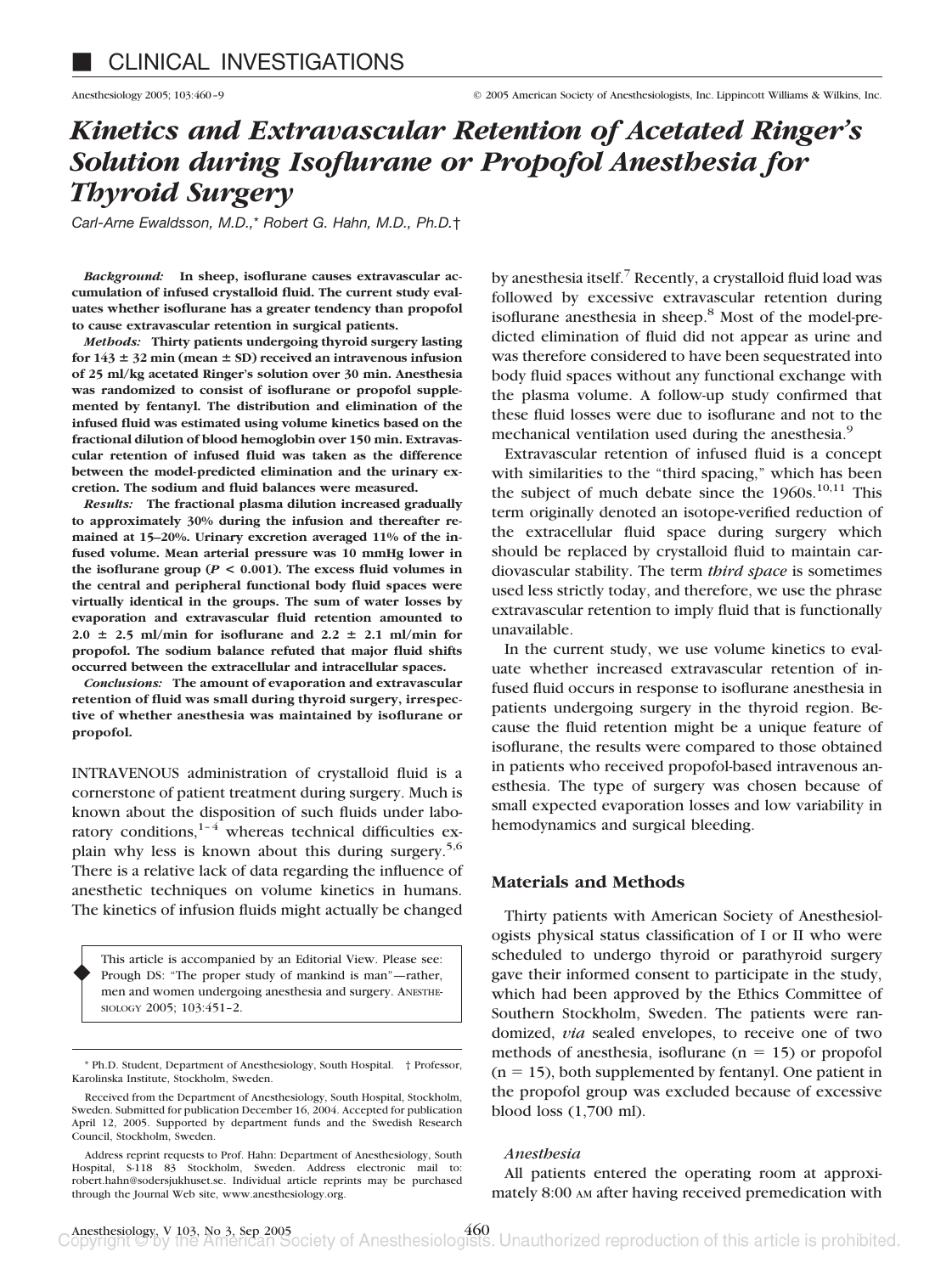■ CLINICAL INVESTIGATIONS

# Kinetics and Extravascular Retention of Acetated Ringer's Solution during Isoflurane or Propofol Anesthesia for Thyroid Surgery

*Carl-Arne Ewaldsson, M.D.,\* Robert G. Hahn, M.D., Ph.D.†*

***Background:*** **In sheep, isoflurane causes extravascular accumulation of infused crystalloid fluid. The current study evaluates whether isoflurane has a greater tendency than propofol to cause extravascular retention in surgical patients.**

***Methods:*** **Thirty patients undergoing thyroid surgery lasting for 143 ± 32 min (mean ± SD) received an intravenous infusion of 25 ml/kg acetated Ringer's solution over 30 min. Anesthesia was randomized to consist of isoflurane or propofol supplemented by fentanyl. The distribution and elimination of the infused fluid was estimated using volume kinetics based on the fractional dilution of blood hemoglobin over 150 min. Extravascular retention of infused fluid was taken as the difference between the model-predicted elimination and the urinary excretion. The sodium and fluid balances were measured.**

***Results:*** **The fractional plasma dilution increased gradually to approximately 30% during the infusion and thereafter remained at 15–20%. Urinary excretion averaged 11% of the infused volume. Mean arterial pressure was 10 mmHg lower in the isoflurane group ($P < 0.001$). The excess fluid volumes in the central and peripheral functional body fluid spaces were virtually identical in the groups. The sum of water losses by evaporation and extravascular fluid retention amounted to 2.0 ± 2.5 ml/min for isoflurane and 2.2 ± 2.1 ml/min for propofol. The sodium balance refuted that major fluid shifts occurred between the extracellular and intracellular spaces.**

***Conclusions:*** **The amount of evaporation and extravascular retention of fluid was small during thyroid surgery, irrespective of whether anesthesia was maintained by isoflurane or propofol.**

INTRAVENOUS administration of crystalloid fluid is a cornerstone of patient treatment during surgery. Much is known about the disposition of such fluids under laboratory conditions,[1–4] whereas technical difficulties explain why less is known about this during surgery.[5,6] There is a relative lack of data regarding the influence of anesthetic techniques on volume kinetics in humans. The kinetics of infusion fluids might actually be changed by anesthesia itself.[7] Recently, a crystalloid fluid load was followed by excessive extravascular retention during isoflurane anesthesia in sheep.[8] Most of the model-predicted elimination of fluid did not appear as urine and was therefore considered to have been sequestrated into body fluid spaces without any functional exchange with the plasma volume. A follow-up study confirmed that these fluid losses were due to isoflurane and not to the mechanical ventilation used during the anesthesia.[9]

Extravascular retention of infused fluid is a concept with similarities to the "third spacing," which has been the subject of much debate since the 1960s.[10,11] This term originally denoted an isotope-verified reduction of the extracellular fluid space during surgery which should be replaced by crystalloid fluid to maintain cardiovascular stability. The term *third space* is sometimes used less strictly today, and therefore, we use the phrase extravascular retention to imply fluid that is functionally unavailable.

In the current study, we use volume kinetics to evaluate whether increased extravascular retention of infused fluid occurs in response to isoflurane anesthesia in patients undergoing surgery in the thyroid region. Because the fluid retention might be a unique feature of isoflurane, the results were compared to those obtained in patients who received propofol-based intravenous anesthesia. The type of surgery was chosen because of small expected evaporation losses and low variability in hemodynamics and surgical bleeding.

## Materials and Methods

Thirty patients with American Society of Anesthesiologists physical status classification of I or II who were scheduled to undergo thyroid or parathyroid surgery gave their informed consent to participate in the study, which had been approved by the Ethics Committee of Southern Stockholm, Sweden. The patients were randomized, *via* sealed envelopes, to receive one of two methods of anesthesia, isoflurane (n = 15) or propofol (n = 15), both supplemented by fentanyl. One patient in the propofol group was excluded because of excessive blood loss (1,700 ml).

### Anesthesia

All patients entered the operating room at approximately 8:00 AM after having received premedication with

---

This article is accompanied by an Editorial View. Please see: Prough DS: "The proper study of mankind is man"—rather, men and women undergoing anesthesia and surgery. ANESTHESIOLOGY 2005; 103:451–2.

\* Ph.D. Student, Department of Anesthesiology, South Hospital. † Professor, Karolinska Institute, Stockholm, Sweden.

Received from the Department of Anesthesiology, South Hospital, Stockholm, Sweden. Submitted for publication December 16, 2004. Accepted for publication April 12, 2005. Supported by department funds and the Swedish Research Council, Stockholm, Sweden.

Address reprint requests to Prof. Hahn: Department of Anesthesiology, South Hospital, S-118 83 Stockholm, Sweden. Address electronic mail to: robert.hahn@sodersjukhuset.se. Individual article reprints may be purchased through the Journal Web site, www.anesthesiology.org.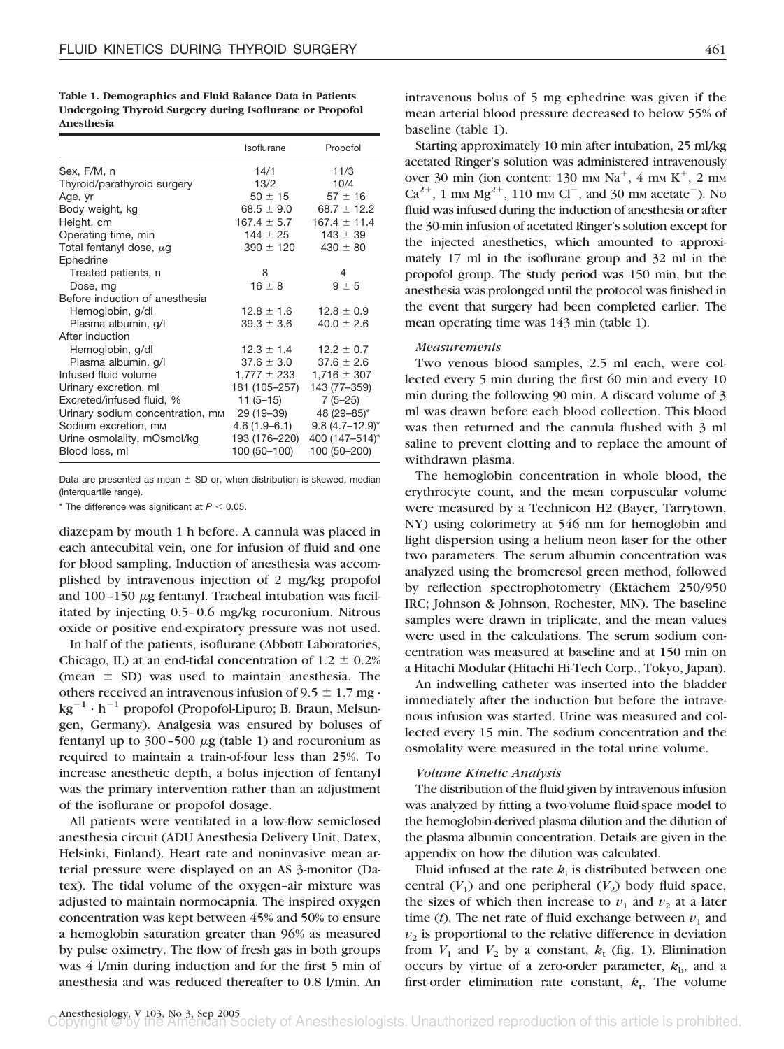**Table 1. Demographics and Fluid Balance Data in Patients Undergoing Thyroid Surgery during Isoflurane or Propofol Anesthesia**

| | Isoflurane | Propofol |
|---|---|---|
| Sex, F/M, n | 14/1 | 11/3 |
| Thyroid/parathyroid surgery | 13/2 | 10/4 |
| Age, yr | 50 ± 15 | 57 ± 16 |
| Body weight, kg | 68.5 ± 9.0 | 68.7 ± 12.2 |
| Height, cm | 167.4 ± 5.7 | 167.4 ± 11.4 |
| Operating time, min | 144 ± 25 | 143 ± 39 |
| Total fentanyl dose, μg | 390 ± 120 | 430 ± 80 |
| Ephedrine | | |
| Treated patients, n | 8 | 4 |
| Dose, mg | 16 ± 8 | 9 ± 5 |
| Before induction of anesthesia | | |
| Hemoglobin, g/dl | 12.8 ± 1.6 | 12.8 ± 0.9 |
| Plasma albumin, g/l | 39.3 ± 3.6 | 40.0 ± 2.6 |
| After induction | | |
| Hemoglobin, g/dl | 12.3 ± 1.4 | 12.2 ± 0.7 |
| Plasma albumin, g/l | 37.6 ± 3.0 | 37.6 ± 2.6 |
| Infused fluid volume | 1,777 ± 233 | 1,716 ± 307 |
| Urinary excretion, ml | 181 (105–257) | 143 (77–359) |
| Excreted/infused fluid, % | 11 (5–15) | 7 (5–25) |
| Urinary sodium concentration, mM | 29 (19–39) | 48 (29–85)* |
| Sodium excretion, mM | 4.6 (1.9–6.1) | 9.8 (4.7–12.9)* |
| Urine osmolality, mOsmol/kg | 193 (176–220) | 400 (147–514)* |
| Blood loss, ml | 100 (50–100) | 100 (50–200) |

Data are presented as mean ± SD or, when distribution is skewed, median (interquartile range).

* The difference was significant at $P < 0.05$.

diazepam by mouth 1 h before. A cannula was placed in each antecubital vein, one for infusion of fluid and one for blood sampling. Induction of anesthesia was accomplished by intravenous injection of 2 mg/kg propofol and 100–150 μg fentanyl. Tracheal intubation was facilitated by injecting 0.5–0.6 mg/kg rocuronium. Nitrous oxide or positive end-expiratory pressure was not used.

In half of the patients, isoflurane (Abbott Laboratories, Chicago, IL) at an end-tidal concentration of 1.2 ± 0.2% (mean ± SD) was used to maintain anesthesia. The others received an intravenous infusion of 9.5 ± 1.7 mg · $kg^{-1} \cdot h^{-1}$ propofol (Propofol-Lipuro; B. Braun, Melsungen, Germany). Analgesia was ensured by boluses of fentanyl up to 300–500 μg (table 1) and rocuronium as required to maintain a train-of-four less than 25%. To increase anesthetic depth, a bolus injection of fentanyl was the primary intervention rather than an adjustment of the isoflurane or propofol dosage.

All patients were ventilated in a low-flow semiclosed anesthesia circuit (ADU Anesthesia Delivery Unit; Datex, Helsinki, Finland). Heart rate and noninvasive mean arterial pressure were displayed on an AS 3-monitor (Datex). The tidal volume of the oxygen–air mixture was adjusted to maintain normocapnia. The inspired oxygen concentration was kept between 45% and 50% to ensure a hemoglobin saturation greater than 96% as measured by pulse oximetry. The flow of fresh gas in both groups was 4 l/min during induction and for the first 5 min of anesthesia and was reduced thereafter to 0.8 l/min. An intravenous bolus of 5 mg ephedrine was given if the mean arterial blood pressure decreased to below 55% of baseline (table 1).

Starting approximately 10 min after intubation, 25 ml/kg acetated Ringer's solution was administered intravenously over 30 min (ion content: 130 mM $Na^{+}$, 4 mM $K^{+}$, 2 mM $Ca^{2+}$, 1 mM $Mg^{2+}$, 110 mM $Cl^{-}$, and 30 mM acetate$^{-}$). No fluid was infused during the induction of anesthesia or after the 30-min infusion of acetated Ringer's solution except for the injected anesthetics, which amounted to approximately 17 ml in the isoflurane group and 32 ml in the propofol group. The study period was 150 min, but the anesthesia was prolonged until the protocol was finished in the event that surgery had been completed earlier. The mean operating time was 143 min (table 1).

### *Measurements*

Two venous blood samples, 2.5 ml each, were collected every 5 min during the first 60 min and every 10 min during the following 90 min. A discard volume of 3 ml was drawn before each blood collection. This blood was then returned and the cannula flushed with 3 ml saline to prevent clotting and to replace the amount of withdrawn plasma.

The hemoglobin concentration in whole blood, the erythrocyte count, and the mean corpuscular volume were measured by a Technicon H2 (Bayer, Tarrytown, NY) using colorimetry at 546 nm for hemoglobin and light dispersion using a helium neon laser for the other two parameters. The serum albumin concentration was analyzed using the bromcresol green method, followed by reflection spectrophotometry (Ektachem 250/950 IRC; Johnson & Johnson, Rochester, MN). The baseline samples were drawn in triplicate, and the mean values were used in the calculations. The serum sodium concentration was measured at baseline and at 150 min on a Hitachi Modular (Hitachi Hi-Tech Corp., Tokyo, Japan).

An indwelling catheter was inserted into the bladder immediately after the induction but before the intravenous infusion was started. Urine was measured and collected every 15 min. The sodium concentration and the osmolality were measured in the total urine volume.

### *Volume Kinetic Analysis*

The distribution of the fluid given by intravenous infusion was analyzed by fitting a two-volume fluid-space model to the hemoglobin-derived plasma dilution and the dilution of the plasma albumin concentration. Details are given in the appendix on how the dilution was calculated.

Fluid infused at the rate $k_i$ is distributed between one central ($V_1$) and one peripheral ($V_2$) body fluid space, the sizes of which then increase to $v_1$ and $v_2$ at a later time ($t$). The net rate of fluid exchange between $v_1$ and $v_2$ is proportional to the relative difference in deviation from $V_1$ and $V_2$ by a constant, $k_t$ (fig. 1). Elimination occurs by virtue of a zero-order parameter, $k_b$, and a first-order elimination rate constant, $k_r$. The volume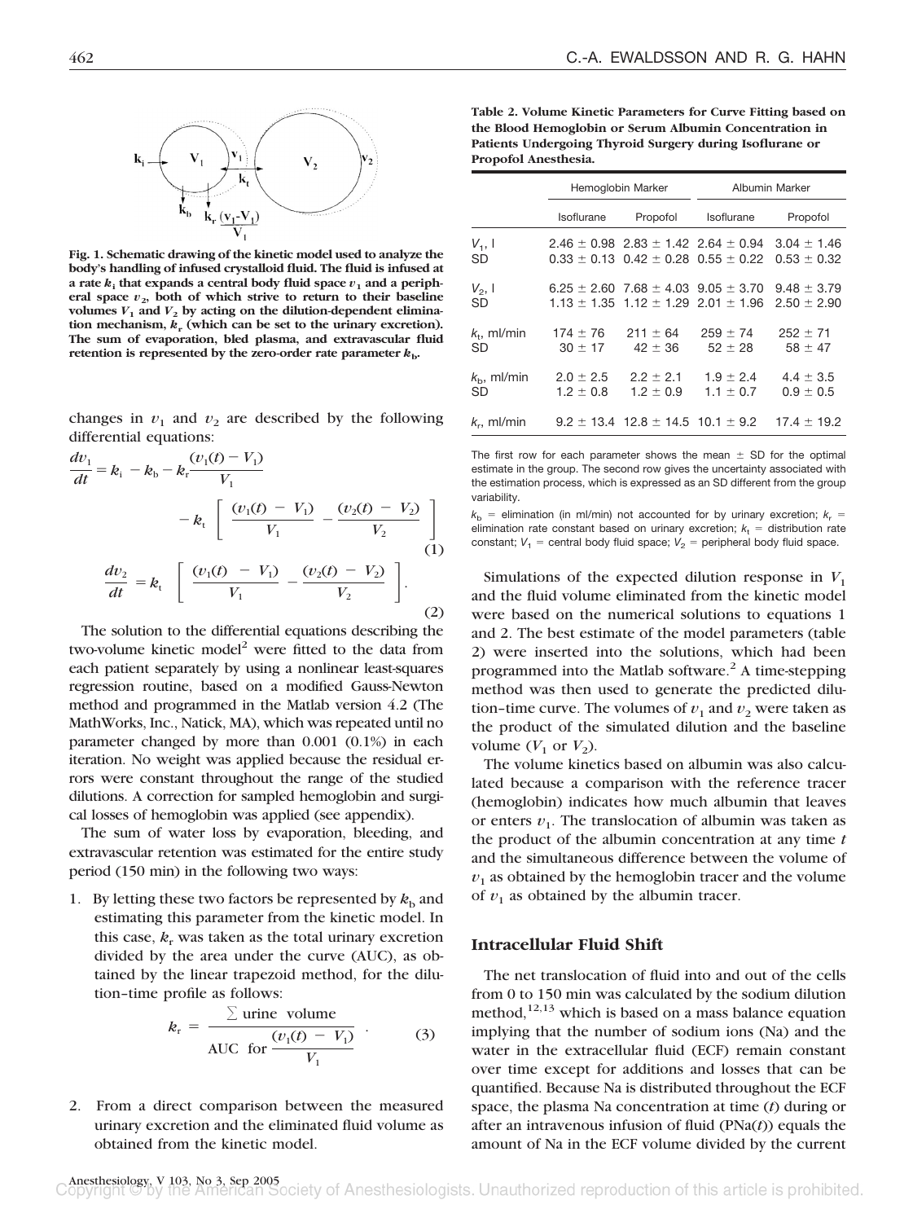**Fig. 1. Schematic drawing of the kinetic model used to analyze the body's handling of infused crystalloid fluid. The fluid is infused at a rate $k_i$ that expands a central body fluid space $v_1$ and a peripheral space $v_2$, both of which strive to return to their baseline volumes $V_1$ and $V_2$ by acting on the dilution-dependent elimination mechanism, $k_r$ (which can be set to the urinary excretion). The sum of evaporation, bled plasma, and extravascular fluid retention is represented by the zero-order rate parameter $k_b$.**

changes in $v_1$ and $v_2$ are described by the following differential equations:

$$\frac{dv_1}{dt} = k_i - k_b - k_r\frac{(v_1(t) - V_1)}{V_1} - k_t\left[\frac{(v_1(t) - V_1)}{V_1} - \frac{(v_2(t) - V_2)}{V_2}\right] \quad (1)$$

$$\frac{dv_2}{dt} = k_t\left[\frac{(v_1(t) - V_1)}{V_1} - \frac{(v_2(t) - V_2)}{V_2}\right]. \quad (2)$$

The solution to the differential equations describing the two-volume kinetic model[2] were fitted to the data from each patient separately by using a nonlinear least-squares regression routine, based on a modified Gauss-Newton method and programmed in the Matlab version 4.2 (The MathWorks, Inc., Natick, MA), which was repeated until no parameter changed by more than 0.001 (0.1%) in each iteration. No weight was applied because the residual errors were constant throughout the range of the studied dilutions. A correction for sampled hemoglobin and surgical losses of hemoglobin was applied (see appendix).

The sum of water loss by evaporation, bleeding, and extravascular retention was estimated for the entire study period (150 min) in the following two ways:

1. By letting these two factors be represented by $k_b$ and estimating this parameter from the kinetic model. In this case, $k_r$ was taken as the total urinary excretion divided by the area under the curve (AUC), as obtained by the linear trapezoid method, for the dilution–time profile as follows:

$$k_r = \frac{\sum \text{urine volume}}{\text{AUC for } \dfrac{(v_1(t) - V_1)}{V_1}}. \quad (3)$$

2. From a direct comparison between the measured urinary excretion and the eliminated fluid volume as obtained from the kinetic model.

**Table 2. Volume Kinetic Parameters for Curve Fitting based on the Blood Hemoglobin or Serum Albumin Concentration in Patients Undergoing Thyroid Surgery during Isoflurane or Propofol Anesthesia.**

| | Hemoglobin Marker | | Albumin Marker | |
|---|---|---|---|---|
| | Isoflurane | Propofol | Isoflurane | Propofol |
| $V_1$, l | 2.46 ± 0.98 | 2.83 ± 1.42 | 2.64 ± 0.94 | 3.04 ± 1.46 |
| SD | 0.33 ± 0.13 | 0.42 ± 0.28 | 0.55 ± 0.22 | 0.53 ± 0.32 |
| $V_2$, l | 6.25 ± 2.60 | 7.68 ± 4.03 | 9.05 ± 3.70 | 9.48 ± 3.79 |
| SD | 1.13 ± 1.35 | 1.12 ± 1.29 | 2.01 ± 1.96 | 2.50 ± 2.90 |
| $k_t$, ml/min | 174 ± 76 | 211 ± 64 | 259 ± 74 | 252 ± 71 |
| SD | 30 ± 17 | 42 ± 36 | 52 ± 28 | 58 ± 47 |
| $k_b$, ml/min | 2.0 ± 2.5 | 2.2 ± 2.1 | 1.9 ± 2.4 | 4.4 ± 3.5 |
| SD | 1.2 ± 0.8 | 1.2 ± 0.9 | 1.1 ± 0.7 | 0.9 ± 0.5 |
| $k_r$, ml/min | 9.2 ± 13.4 | 12.8 ± 14.5 | 10.1 ± 9.2 | 17.4 ± 19.2 |

The first row for each parameter shows the mean ± SD for the optimal estimate in the group. The second row gives the uncertainty associated with the estimation process, which is expressed as an SD different from the group variability.

$k_b$ = elimination (in ml/min) not accounted for by urinary excretion; $k_r$ = elimination rate constant based on urinary excretion; $k_t$ = distribution rate constant; $V_1$ = central body fluid space; $V_2$ = peripheral body fluid space.

Simulations of the expected dilution response in $V_1$ and the fluid volume eliminated from the kinetic model were based on the numerical solutions to equations 1 and 2. The best estimate of the model parameters (table 2) were inserted into the solutions, which had been programmed into the Matlab software.[2] A time-stepping method was then used to generate the predicted dilution–time curve. The volumes of $v_1$ and $v_2$ were taken as the product of the simulated dilution and the baseline volume ($V_1$ or $V_2$).

The volume kinetics based on albumin was also calculated because a comparison with the reference tracer (hemoglobin) indicates how much albumin that leaves or enters $v_1$. The translocation of albumin was taken as the product of the albumin concentration at any time $t$ and the simultaneous difference between the volume of $v_1$ as obtained by the hemoglobin tracer and the volume of $v_1$ as obtained by the albumin tracer.

### Intracellular Fluid Shift

The net translocation of fluid into and out of the cells from 0 to 150 min was calculated by the sodium dilution method,[12,13] which is based on a mass balance equation implying that the number of sodium ions (Na) and the water in the extracellular fluid (ECF) remain constant over time except for additions and losses that can be quantified. Because Na is distributed throughout the ECF space, the plasma Na concentration at time ($t$) during or after an intravenous infusion of fluid (PNa($t$)) equals the amount of Na in the ECF volume divided by the current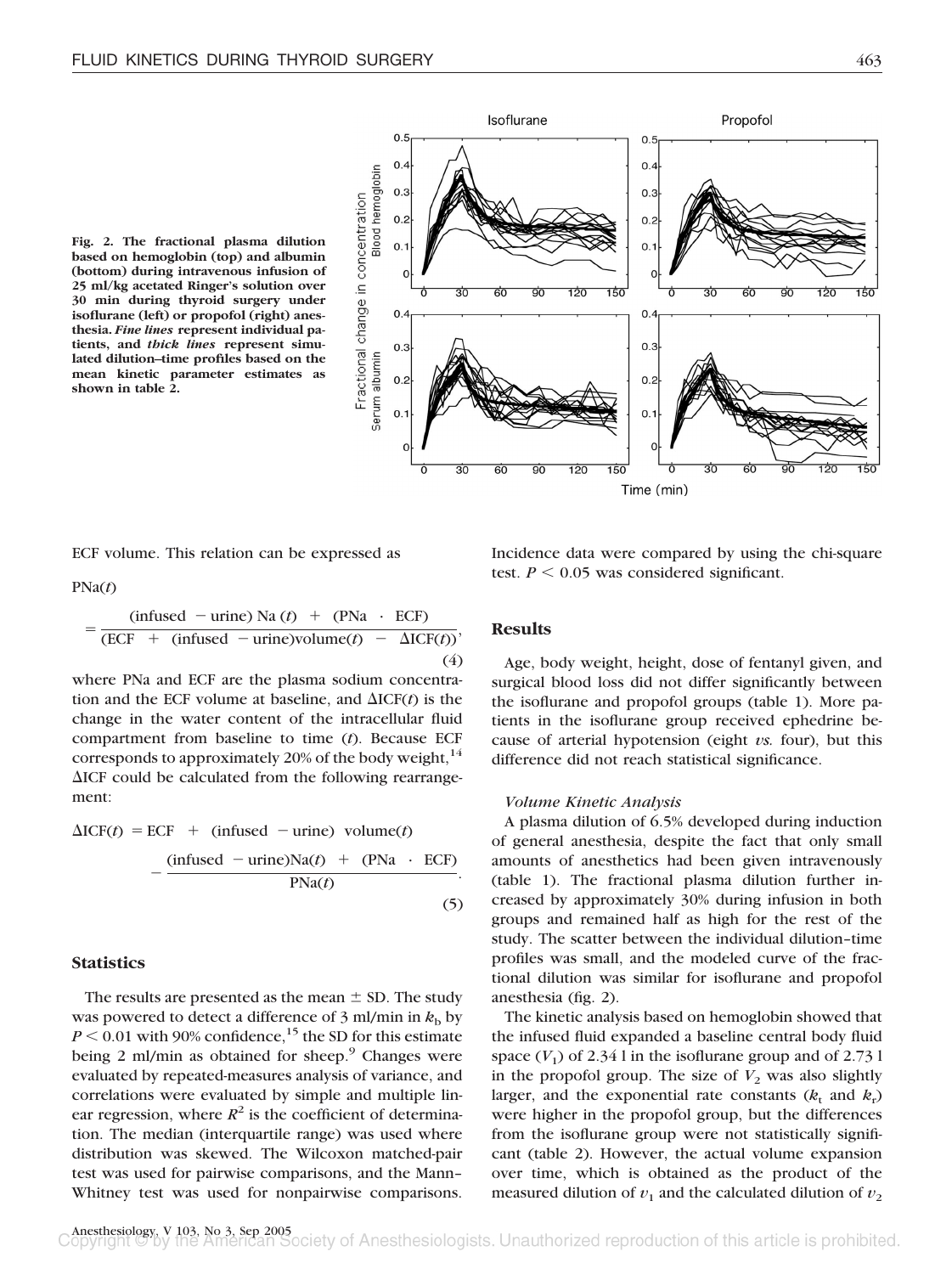Fig. 2. The fractional plasma dilution based on hemoglobin (top) and albumin (bottom) during intravenous infusion of 25 ml/kg acetated Ringer's solution over 30 min during thyroid surgery under isoflurane (left) or propofol (right) anesthesia. *Fine lines* represent individual patients, and *thick lines* represent simulated dilution–time profiles based on the mean kinetic parameter estimates as shown in table 2.

ECF volume. This relation can be expressed as

$$\text{PNa}(t) = \frac{(\text{infused} - \text{urine})\ \text{Na}\ (t) + (\text{PNa} \cdot \text{ECF})}{(\text{ECF} + (\text{infused} - \text{urine})\text{volume}(t) - \Delta\text{ICF}(t))}, \quad (4)$$

where PNa and ECF are the plasma sodium concentration and the ECF volume at baseline, and $\Delta$ICF($t$) is the change in the water content of the intracellular fluid compartment from baseline to time ($t$). Because ECF corresponds to approximately 20% of the body weight,[14] $\Delta$ICF could be calculated from the following rearrangement:

$$\Delta\text{ICF}(t) = \text{ECF} + (\text{infused} - \text{urine})\ \text{volume}(t) - \frac{(\text{infused} - \text{urine})\text{Na}(t) + (\text{PNa} \cdot \text{ECF})}{\text{PNa}(t)}. \quad (5)$$

### Statistics

The results are presented as the mean ± SD. The study was powered to detect a difference of 3 ml/min in $k_b$ by $P < 0.01$ with 90% confidence,[15] the SD for this estimate being 2 ml/min as obtained for sheep.[9] Changes were evaluated by repeated-measures analysis of variance, and correlations were evaluated by simple and multiple linear regression, where $R^2$ is the coefficient of determination. The median (interquartile range) was used where distribution was skewed. The Wilcoxon matched-pair test was used for pairwise comparisons, and the Mann–Whitney test was used for nonpairwise comparisons. Incidence data were compared by using the chi-square test. $P < 0.05$ was considered significant.

## Results

Age, body weight, height, dose of fentanyl given, and surgical blood loss did not differ significantly between the isoflurane and propofol groups (table 1). More patients in the isoflurane group received ephedrine because of arterial hypotension (eight *vs.* four), but this difference did not reach statistical significance.

### *Volume Kinetic Analysis*

A plasma dilution of 6.5% developed during induction of general anesthesia, despite the fact that only small amounts of anesthetics had been given intravenously (table 1). The fractional plasma dilution further increased by approximately 30% during infusion in both groups and remained half as high for the rest of the study. The scatter between the individual dilution–time profiles was small, and the modeled curve of the fractional dilution was similar for isoflurane and propofol anesthesia (fig. 2).

The kinetic analysis based on hemoglobin showed that the infused fluid expanded a baseline central body fluid space ($V_1$) of 2.34 l in the isoflurane group and of 2.73 l in the propofol group. The size of $V_2$ was also slightly larger, and the exponential rate constants ($k_t$ and $k_r$) were higher in the propofol group, but the differences from the isoflurane group were not statistically significant (table 2). However, the actual volume expansion over time, which is obtained as the product of the measured dilution of $v_1$ and the calculated dilution of $v_2$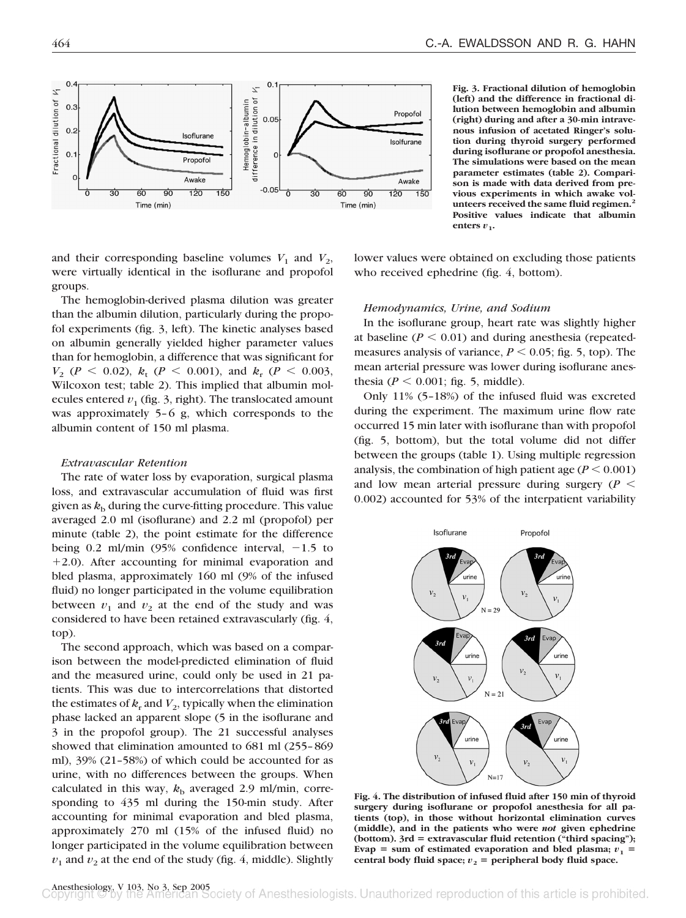Fig. 3. Fractional dilution of hemoglobin (left) and the difference in fractional dilution between hemoglobin and albumin (right) during and after a 30-min intravenous infusion of acetated Ringer's solution during thyroid surgery performed during isoflurane or propofol anesthesia. The simulations were based on the mean parameter estimates (table 2). Comparison is made with data derived from previous experiments in which awake volunteers received the same fluid regimen.[2] Positive values indicate that albumin enters $v_1$.

and their corresponding baseline volumes $V_1$ and $V_2$, were virtually identical in the isoflurane and propofol groups.

The hemoglobin-derived plasma dilution was greater than the albumin dilution, particularly during the propofol experiments (fig. 3, left). The kinetic analyses based on albumin generally yielded higher parameter values than for hemoglobin, a difference that was significant for $V_2$ ($P < 0.02$), $k_t$ ($P < 0.001$), and $k_r$ ($P < 0.003$, Wilcoxon test; table 2). This implied that albumin molecules entered $v_1$ (fig. 3, right). The translocated amount was approximately 5–6 g, which corresponds to the albumin content of 150 ml plasma.

### *Extravascular Retention*

The rate of water loss by evaporation, surgical plasma loss, and extravascular accumulation of fluid was first given as $k_b$ during the curve-fitting procedure. This value averaged 2.0 ml (isoflurane) and 2.2 ml (propofol) per minute (table 2), the point estimate for the difference being 0.2 ml/min (95% confidence interval, −1.5 to +2.0). After accounting for minimal evaporation and bled plasma, approximately 160 ml (9% of the infused fluid) no longer participated in the volume equilibration between $v_1$ and $v_2$ at the end of the study and was considered to have been retained extravascularly (fig. 4, top).

The second approach, which was based on a comparison between the model-predicted elimination of fluid and the measured urine, could only be used in 21 patients. This was due to intercorrelations that distorted the estimates of $k_r$ and $V_2$, typically when the elimination phase lacked an apparent slope (5 in the isoflurane and 3 in the propofol group). The 21 successful analyses showed that elimination amounted to 681 ml (255–869 ml), 39% (21–58%) of which could be accounted for as urine, with no differences between the groups. When calculated in this way, $k_b$ averaged 2.9 ml/min, corresponding to 435 ml during the 150-min study. After accounting for minimal evaporation and bled plasma, approximately 270 ml (15% of the infused fluid) no longer participated in the volume equilibration between $v_1$ and $v_2$ at the end of the study (fig. 4, middle). Slightly lower values were obtained on excluding those patients who received ephedrine (fig. 4, bottom).

### *Hemodynamics, Urine, and Sodium*

In the isoflurane group, heart rate was slightly higher at baseline ($P < 0.01$) and during anesthesia (repeated-measures analysis of variance, $P < 0.05$; fig. 5, top). The mean arterial pressure was lower during isoflurane anesthesia ($P < 0.001$; fig. 5, middle).

Only 11% (5–18%) of the infused fluid was excreted during the experiment. The maximum urine flow rate occurred 15 min later with isoflurane than with propofol (fig. 5, bottom), but the total volume did not differ between the groups (table 1). Using multiple regression analysis, the combination of high patient age ($P < 0.001$) and low mean arterial pressure during surgery ($P < 0.002$) accounted for 53% of the interpatient variability

Fig. 4. The distribution of infused fluid after 150 min of thyroid surgery during isoflurane or propofol anesthesia for all patients (top), in those without horizontal elimination curves (middle), and in the patients who were *not* given ephedrine (bottom). 3rd = extravascular fluid retention ("third spacing"); Evap = sum of estimated evaporation and bled plasma; $v_1$ = central body fluid space; $v_2$ = peripheral body fluid space.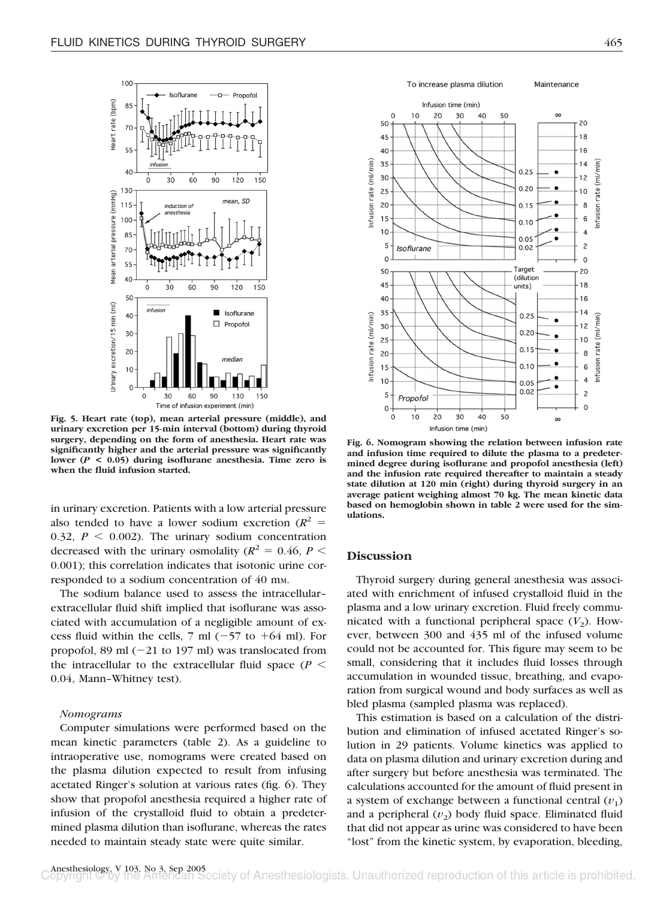Fig. 5. **Heart rate (top), mean arterial pressure (middle), and urinary excretion per 15-min interval (bottom) during thyroid surgery, depending on the form of anesthesia. Heart rate was significantly higher and the arterial pressure was significantly lower ($P < 0.05$) during isoflurane anesthesia. Time zero is when the fluid infusion started.**

in urinary excretion. Patients with a low arterial pressure also tended to have a lower sodium excretion ($R^2 = 0.32$, $P < 0.002$). The urinary sodium concentration decreased with the urinary osmolality ($R^2 = 0.46$, $P < 0.001$); this correlation indicates that isotonic urine corresponded to a sodium concentration of 40 mM.

The sodium balance used to assess the intracellular–extracellular fluid shift implied that isoflurane was associated with accumulation of a negligible amount of excess fluid within the cells, 7 ml (−57 to +64 ml). For propofol, 89 ml (−21 to 197 ml) was translocated from the intracellular to the extracellular fluid space ($P < 0.04$, Mann–Whitney test).

*Nomograms*

Computer simulations were performed based on the mean kinetic parameters (table 2). As a guideline to intraoperative use, nomograms were created based on the plasma dilution expected to result from infusing acetated Ringer's solution at various rates (fig. 6). They show that propofol anesthesia required a higher rate of infusion of the crystalloid fluid to obtain a predetermined plasma dilution than isoflurane, whereas the rates needed to maintain steady state were quite similar.

Fig. 6. **Nomogram showing the relation between infusion rate and infusion time required to dilute the plasma to a predetermined degree during isoflurane and propofol anesthesia (left) and the infusion rate required thereafter to maintain a steady state dilution at 120 min (right) during thyroid surgery in an average patient weighing almost 70 kg. The mean kinetic data based on hemoglobin shown in table 2 were used for the simulations.**

## Discussion

Thyroid surgery during general anesthesia was associated with enrichment of infused crystalloid fluid in the plasma and a low urinary excretion. Fluid freely communicated with a functional peripheral space ($V_2$). However, between 300 and 435 ml of the infused volume could not be accounted for. This figure may seem to be small, considering that it includes fluid losses through accumulation in wounded tissue, breathing, and evaporation from surgical wound and body surfaces as well as bled plasma (sampled plasma was replaced).

This estimation is based on a calculation of the distribution and elimination of infused acetated Ringer's solution in 29 patients. Volume kinetics was applied to data on plasma dilution and urinary excretion during and after surgery but before anesthesia was terminated. The calculations accounted for the amount of fluid present in a system of exchange between a functional central ($v_1$) and a peripheral ($v_2$) body fluid space. Eliminated fluid that did not appear as urine was considered to have been "lost" from the kinetic system, by evaporation, bleeding,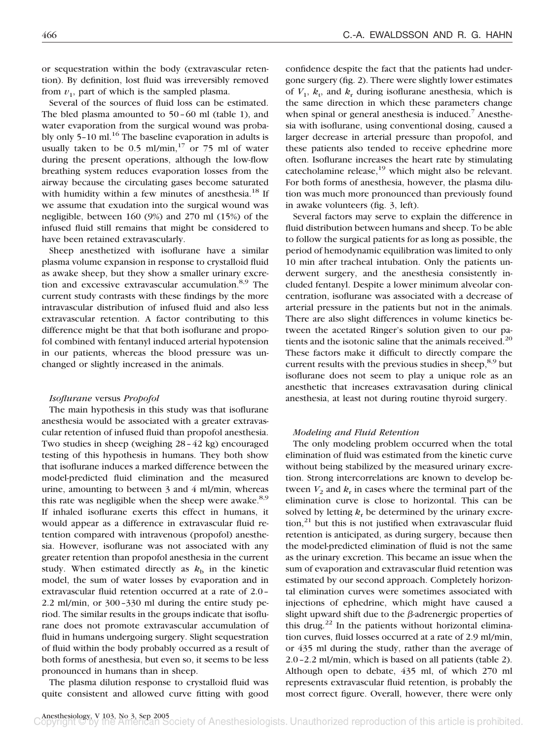or sequestration within the body (extravascular retention). By definition, lost fluid was irreversibly removed from $v_1$, part of which is the sampled plasma.

Several of the sources of fluid loss can be estimated. The bled plasma amounted to 50–60 ml (table 1), and water evaporation from the surgical wound was probably only 5–10 ml.[16] The baseline evaporation in adults is usually taken to be 0.5 ml/min,[17] or 75 ml of water during the present operations, although the low-flow breathing system reduces evaporation losses from the airway because the circulating gases become saturated with humidity within a few minutes of anesthesia.[18] If we assume that exudation into the surgical wound was negligible, between 160 (9%) and 270 ml (15%) of the infused fluid still remains that might be considered to have been retained extravascularly.

Sheep anesthetized with isoflurane have a similar plasma volume expansion in response to crystalloid fluid as awake sheep, but they show a smaller urinary excretion and excessive extravascular accumulation.[8,9] The current study contrasts with these findings by the more intravascular distribution of infused fluid and also less extravascular retention. A factor contributing to this difference might be that that both isoflurane and propofol combined with fentanyl induced arterial hypotension in our patients, whereas the blood pressure was unchanged or slightly increased in the animals.

### *Isoflurane* versus *Propofol*

The main hypothesis in this study was that isoflurane anesthesia would be associated with a greater extravascular retention of infused fluid than propofol anesthesia. Two studies in sheep (weighing 28–42 kg) encouraged testing of this hypothesis in humans. They both show that isoflurane induces a marked difference between the model-predicted fluid elimination and the measured urine, amounting to between 3 and 4 ml/min, whereas this rate was negligible when the sheep were awake.[8,9] If inhaled isoflurane exerts this effect in humans, it would appear as a difference in extravascular fluid retention compared with intravenous (propofol) anesthesia. However, isoflurane was not associated with any greater retention than propofol anesthesia in the current study. When estimated directly as $k_b$ in the kinetic model, the sum of water losses by evaporation and in extravascular fluid retention occurred at a rate of 2.0–2.2 ml/min, or 300–330 ml during the entire study period. The similar results in the groups indicate that isoflurane does not promote extravascular accumulation of fluid in humans undergoing surgery. Slight sequestration of fluid within the body probably occurred as a result of both forms of anesthesia, but even so, it seems to be less pronounced in humans than in sheep.

The plasma dilution response to crystalloid fluid was quite consistent and allowed curve fitting with good confidence despite the fact that the patients had undergone surgery (fig. 2). There were slightly lower estimates of $V_1$, $k_t$, and $k_r$ during isoflurane anesthesia, which is the same direction in which these parameters change when spinal or general anesthesia is induced.[7] Anesthesia with isoflurane, using conventional dosing, caused a larger decrease in arterial pressure than propofol, and these patients also tended to receive ephedrine more often. Isoflurane increases the heart rate by stimulating catecholamine release,[19] which might also be relevant. For both forms of anesthesia, however, the plasma dilution was much more pronounced than previously found in awake volunteers (fig. 3, left).

Several factors may serve to explain the difference in fluid distribution between humans and sheep. To be able to follow the surgical patients for as long as possible, the period of hemodynamic equilibration was limited to only 10 min after tracheal intubation. Only the patients underwent surgery, and the anesthesia consistently included fentanyl. Despite a lower minimum alveolar concentration, isoflurane was associated with a decrease of arterial pressure in the patients but not in the animals. There are also slight differences in volume kinetics between the acetated Ringer's solution given to our patients and the isotonic saline that the animals received.[20] These factors make it difficult to directly compare the current results with the previous studies in sheep,[8,9] but isoflurane does not seem to play a unique role as an anesthetic that increases extravasation during clinical anesthesia, at least not during routine thyroid surgery.

### *Modeling and Fluid Retention*

The only modeling problem occurred when the total elimination of fluid was estimated from the kinetic curve without being stabilized by the measured urinary excretion. Strong intercorrelations are known to develop between $V_2$ and $k_r$ in cases where the terminal part of the elimination curve is close to horizontal. This can be solved by letting $k_r$ be determined by the urinary excretion,[21] but this is not justified when extravascular fluid retention is anticipated, as during surgery, because then the model-predicted elimination of fluid is not the same as the urinary excretion. This became an issue when the sum of evaporation and extravascular fluid retention was estimated by our second approach. Completely horizontal elimination curves were sometimes associated with injections of ephedrine, which might have caused a slight upward shift due to the $\beta$-adrenergic properties of this drug.[22] In the patients without horizontal elimination curves, fluid losses occurred at a rate of 2.9 ml/min, or 435 ml during the study, rather than the average of 2.0–2.2 ml/min, which is based on all patients (table 2). Although open to debate, 435 ml, of which 270 ml represents extravascular fluid retention, is probably the most correct figure. Overall, however, there were only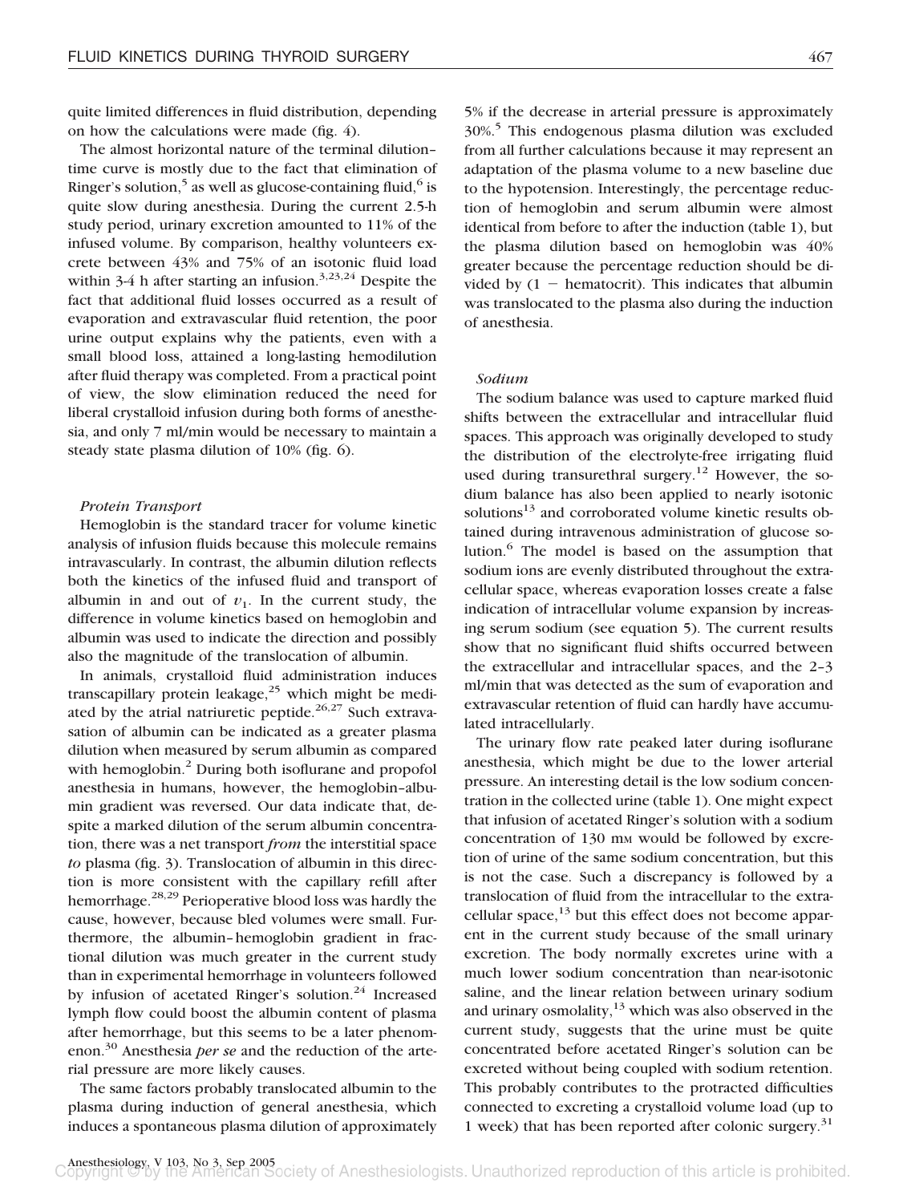quite limited differences in fluid distribution, depending on how the calculations were made (fig. 4).

The almost horizontal nature of the terminal dilution–time curve is mostly due to the fact that elimination of Ringer's solution,[5] as well as glucose-containing fluid,[6] is quite slow during anesthesia. During the current 2.5-h study period, urinary excretion amounted to 11% of the infused volume. By comparison, healthy volunteers excrete between 43% and 75% of an isotonic fluid load within 3-4 h after starting an infusion.[3,23,24] Despite the fact that additional fluid losses occurred as a result of evaporation and extravascular fluid retention, the poor urine output explains why the patients, even with a small blood loss, attained a long-lasting hemodilution after fluid therapy was completed. From a practical point of view, the slow elimination reduced the need for liberal crystalloid infusion during both forms of anesthesia, and only 7 ml/min would be necessary to maintain a steady state plasma dilution of 10% (fig. 6).

### *Protein Transport*

Hemoglobin is the standard tracer for volume kinetic analysis of infusion fluids because this molecule remains intravascularly. In contrast, the albumin dilution reflects both the kinetics of the infused fluid and transport of albumin in and out of $v_1$. In the current study, the difference in volume kinetics based on hemoglobin and albumin was used to indicate the direction and possibly also the magnitude of the translocation of albumin.

In animals, crystalloid fluid administration induces transcapillary protein leakage,[25] which might be mediated by the atrial natriuretic peptide.[26,27] Such extravasation of albumin can be indicated as a greater plasma dilution when measured by serum albumin as compared with hemoglobin.[2] During both isoflurane and propofol anesthesia in humans, however, the hemoglobin–albumin gradient was reversed. Our data indicate that, despite a marked dilution of the serum albumin concentration, there was a net transport *from* the interstitial space *to* plasma (fig. 3). Translocation of albumin in this direction is more consistent with the capillary refill after hemorrhage.[28,29] Perioperative blood loss was hardly the cause, however, because bled volumes were small. Furthermore, the albumin–hemoglobin gradient in fractional dilution was much greater in the current study than in experimental hemorrhage in volunteers followed by infusion of acetated Ringer's solution.[24] Increased lymph flow could boost the albumin content of plasma after hemorrhage, but this seems to be a later phenomenon.[30] Anesthesia *per se* and the reduction of the arterial pressure are more likely causes.

The same factors probably translocated albumin to the plasma during induction of general anesthesia, which induces a spontaneous plasma dilution of approximately 5% if the decrease in arterial pressure is approximately 30%.[5] This endogenous plasma dilution was excluded from all further calculations because it may represent an adaptation of the plasma volume to a new baseline due to the hypotension. Interestingly, the percentage reduction of hemoglobin and serum albumin were almost identical from before to after the induction (table 1), but the plasma dilution based on hemoglobin was 40% greater because the percentage reduction should be divided by (1 − hematocrit). This indicates that albumin was translocated to the plasma also during the induction of anesthesia.

### *Sodium*

The sodium balance was used to capture marked fluid shifts between the extracellular and intracellular fluid spaces. This approach was originally developed to study the distribution of the electrolyte-free irrigating fluid used during transurethral surgery.[12] However, the sodium balance has also been applied to nearly isotonic solutions[13] and corroborated volume kinetic results obtained during intravenous administration of glucose solution.[6] The model is based on the assumption that sodium ions are evenly distributed throughout the extracellular space, whereas evaporation losses create a false indication of intracellular volume expansion by increasing serum sodium (see equation 5). The current results show that no significant fluid shifts occurred between the extracellular and intracellular spaces, and the 2–3 ml/min that was detected as the sum of evaporation and extravascular retention of fluid can hardly have accumulated intracellularly.

The urinary flow rate peaked later during isoflurane anesthesia, which might be due to the lower arterial pressure. An interesting detail is the low sodium concentration in the collected urine (table 1). One might expect that infusion of acetated Ringer's solution with a sodium concentration of 130 mM would be followed by excretion of urine of the same sodium concentration, but this is not the case. Such a discrepancy is followed by a translocation of fluid from the intracellular to the extracellular space,[13] but this effect does not become apparent in the current study because of the small urinary excretion. The body normally excretes urine with a much lower sodium concentration than near-isotonic saline, and the linear relation between urinary sodium and urinary osmolality,[13] which was also observed in the current study, suggests that the urine must be quite concentrated before acetated Ringer's solution can be excreted without being coupled with sodium retention. This probably contributes to the protracted difficulties connected to excreting a crystalloid volume load (up to 1 week) that has been reported after colonic surgery.[31]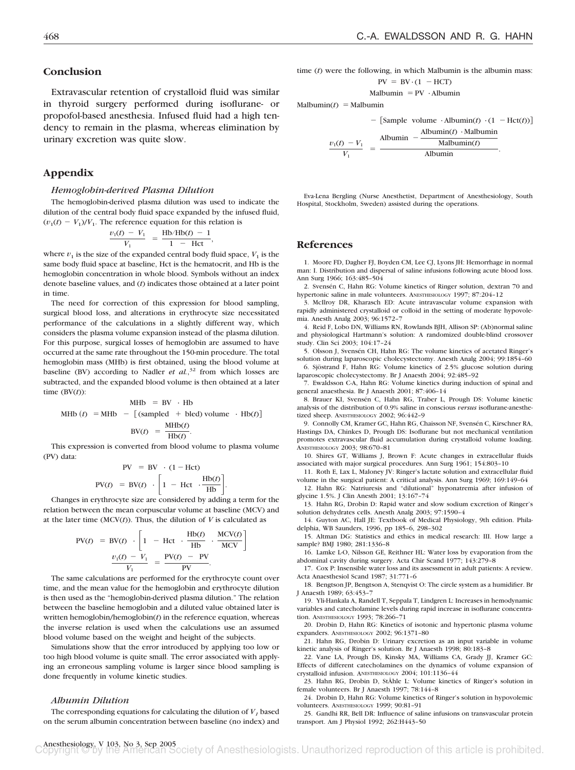## Conclusion

Extravascular retention of crystalloid fluid was similar in thyroid surgery performed during isoflurane- or propofol-based anesthesia. Infused fluid had a high tendency to remain in the plasma, whereas elimination by urinary excretion was quite slow.

## Appendix

### *Hemoglobin-derived Plasma Dilution*

The hemoglobin-derived plasma dilution was used to indicate the dilution of the central body fluid space expanded by the infused fluid, $(v_1(t) - V_1)/V_1$. The reference equation for this relation is

$$\frac{v_1(t) - V_1}{V_1} = \frac{\text{Hb/Hb}(t) - 1}{1 - \text{Hct}},$$

where $v_1$ is the size of the expanded central body fluid space, $V_1$ is the same body fluid space at baseline, Hct is the hematocrit, and Hb is the hemoglobin concentration in whole blood. Symbols without an index denote baseline values, and $(t)$ indicates those obtained at a later point in time.

The need for correction of this expression for blood sampling, surgical blood loss, and alterations in erythrocyte size necessitated performance of the calculations in a slightly different way, which considers the plasma volume expansion instead of the plasma dilution. For this purpose, surgical losses of hemoglobin are assumed to have occurred at the same rate throughout the 150-min procedure. The total hemoglobin mass (MHb) is first obtained, using the blood volume at baseline (BV) according to Nadler *et al.*,[32] from which losses are subtracted, and the expanded blood volume is then obtained at a later time (BV$(t)$):

$$\text{MHb} = \text{BV} \cdot \text{Hb}$$

$$\text{MHb}(t) = \text{MHb} - [(\text{sampled} + \text{bled})\ \text{volume} \cdot \text{Hb}(t)]$$

$$\text{BV}(t) = \frac{\text{MHb}(t)}{\text{Hb}(t)}.$$

This expression is converted from blood volume to plasma volume (PV) data:

$$\text{PV} = \text{BV} \cdot (1 - \text{Hct})$$

$$\text{PV}(t) = \text{BV}(t) \cdot \left[1 - \text{Hct} \cdot \frac{\text{Hb}(t)}{\text{Hb}}\right].$$

Changes in erythrocyte size are considered by adding a term for the relation between the mean corpuscular volume at baseline (MCV) and at the later time (MCV$(t)$). Thus, the dilution of $V$ is calculated as

$$\text{PV}(t) = \text{BV}(t) \cdot \left[1 - \text{Hct} \cdot \frac{\text{Hb}(t)}{\text{Hb}} \cdot \frac{\text{MCV}(t)}{\text{MCV}}\right]$$

$$\frac{v_1(t) - V_1}{V_1} = \frac{\text{PV}(t) - \text{PV}}{\text{PV}}.$$

The same calculations are performed for the erythrocyte count over time, and the mean value for the hemoglobin and erythrocyte dilution is then used as the "hemoglobin-derived plasma dilution." The relation between the baseline hemoglobin and a diluted value obtained later is written hemoglobin/hemoglobin$(t)$ in the reference equation, whereas the inverse relation is used when the calculations use an assumed blood volume based on the weight and height of the subjects.

Simulations show that the error introduced by applying too low or too high blood volume is quite small. The error associated with applying an erroneous sampling volume is larger since blood sampling is done frequently in volume kinetic studies.

### *Albumin Dilution*

The corresponding equations for calculating the dilution of $V_1$ based on the serum albumin concentration between baseline (no index) and time $(t)$ were the following, in which Malbumin is the albumin mass:

$$\text{PV} = \text{BV} \cdot (1 - \text{HCT})$$

$$\text{Malbumin} = \text{PV} \cdot \text{Albumin}$$

$$\text{Malbumin}(t) = \text{Malbumin} - [\text{Sample volume} \cdot \text{Albumin}(t) \cdot (1 - \text{Hct}(t))]$$

$$\frac{v_1(t) - V_1}{V_1} = \frac{\text{Albumin} - \dfrac{\text{Albumin}(t) \cdot \text{Malbumin}}{\text{Malbumin}(t)}}{\text{Albumin}}.$$

Eva-Lena Bergling (Nurse Anesthetist, Department of Anesthesiology, South Hospital, Stockholm, Sweden) assisted during the operations.

## References

1. Moore FD, Dagher FJ, Boyden CM, Lee CJ, Lyons JH: Hemorrhage in normal man: I. Distribution and dispersal of saline infusions following acute blood loss. Ann Surg 1966; 163:485–504
2. Svensén C, Hahn RG: Volume kinetics of Ringer solution, dextran 70 and hypertonic saline in male volunteers. ANESTHESIOLOGY 1997; 87:204–12
3. McIlroy DR, Kharasch ED: Acute intravascular volume expansion with rapidly administered crystalloid or colloid in the setting of moderate hypovolemia. Anesth Analg 2003; 96:1572–7
4. Reid F, Lobo DN, Williams RN, Rowlands BJH, Allison SP: (Ab)normal saline and physiological Hartmann's solution: A randomized double-blind crossover study. Clin Sci 2003; 104:17–24
5. Olsson J, Svensén CH, Hahn RG: The volume kinetics of acetated Ringer's solution during laparoscopic cholecystectomy. Anesth Analg 2004; 99:1854–60
6. Sjöstrand F, Hahn RG: Volume kinetics of 2.5% glucose solution during laparoscopic cholecystectomy. Br J Anaesth 2004; 92:485–92
7. Ewaldsson C-A, Hahn RG: Volume kinetics during induction of spinal and general anaesthesia. Br J Anaesth 2001; 87:406–14
8. Brauer KI, Svensén C, Hahn RG, Traber L, Prough DS: Volume kinetic analysis of the distribution of 0.9% saline in conscious *versus* isoflurane-anesthetized sheep. ANESTHESIOLOGY 2002; 96:442–9
9. Connolly CM, Kramer GC, Hahn RG, Chaisson NF, Svensén C, Kirschner RA, Hastings DA, Chinkes D, Prough DS: Isoflurane but not mechanical ventilation promotes extravascular fluid accumulation during crystalloid volume loading. ANESTHESIOLOGY 2003; 98:670–81
10. Shires GT, Williams J, Brown F: Acute changes in extracellular fluids associated with major surgical procedures. Ann Surg 1961; 154:803–10
11. Roth E, Lax L, Maloney JV: Ringer's lactate solution and extracellular fluid volume in the surgical patient: A critical analysis. Ann Surg 1969; 169:149–64
12. Hahn RG: Natriuresis and "dilutional" hyponatremia after infusion of glycine 1.5%. J Clin Anesth 2001; 13:167–74
13. Hahn RG, Drobin D: Rapid water and slow sodium excretion of Ringer's solution dehydrates cells. Anesth Analg 2003; 97:1590–4
14. Guyton AC, Hall JE: Textbook of Medical Physiology, 9th edition. Philadelphia, WB Saunders, 1996, pp 185–6, 298–302
15. Altman DG: Statistics and ethics in medical research: III. How large a sample? BMJ 1980; 281:1336–8
16. Lamke L-O, Nilsson GE, Reithner HL: Water loss by evaporation from the abdominal cavity during surgery. Acta Chir Scand 1977; 143:279–8
17. Cox P: Insensible water loss and its assessment in adult patients: A review. Acta Anaesthesiol Scand 1987; 31:771–6
18. Bengtson JP, Bengtson A, Stenqvist O: The circle system as a humidifier. Br J Anaesth 1989; 63:453–7
19. Yli-Hankala A, Randell T, Seppala T, Lindgren L: Increases in hemodynamic variables and catecholamine levels during rapid increase in isoflurane concentration. ANESTHESIOLOGY 1993; 78:266–71
20. Drobin D, Hahn RG: Kinetics of isotonic and hypertonic plasma volume expanders. ANESTHESIOLOGY 2002; 96:1371–80
21. Hahn RG, Drobin D: Urinary excretion as an input variable in volume kinetic analysis of Ringer's solution. Br J Anaesth 1998; 80:183–8
22. Vane LA, Prough DS, Kinsky MA, Williams CA, Grady JJ, Kramer GC: Effects of different catecholamines on the dynamics of volume expansion of crystalloid infusion. ANESTHESIOLOGY 2004; 101:1136–44
23. Hahn RG, Drobin D, StÅhle L: Volume kinetics of Ringer's solution in female volunteers. Br J Anaesth 1997; 78:144–8
24. Drobin D, Hahn RG: Volume kinetics of Ringer's solution in hypovolemic volunteers. ANESTHESIOLOGY 1999; 90:81–91
25. Gandhi RR, Bell DR: Influence of saline infusions on transvascular protein transport. Am J Physiol 1992; 262:H443–50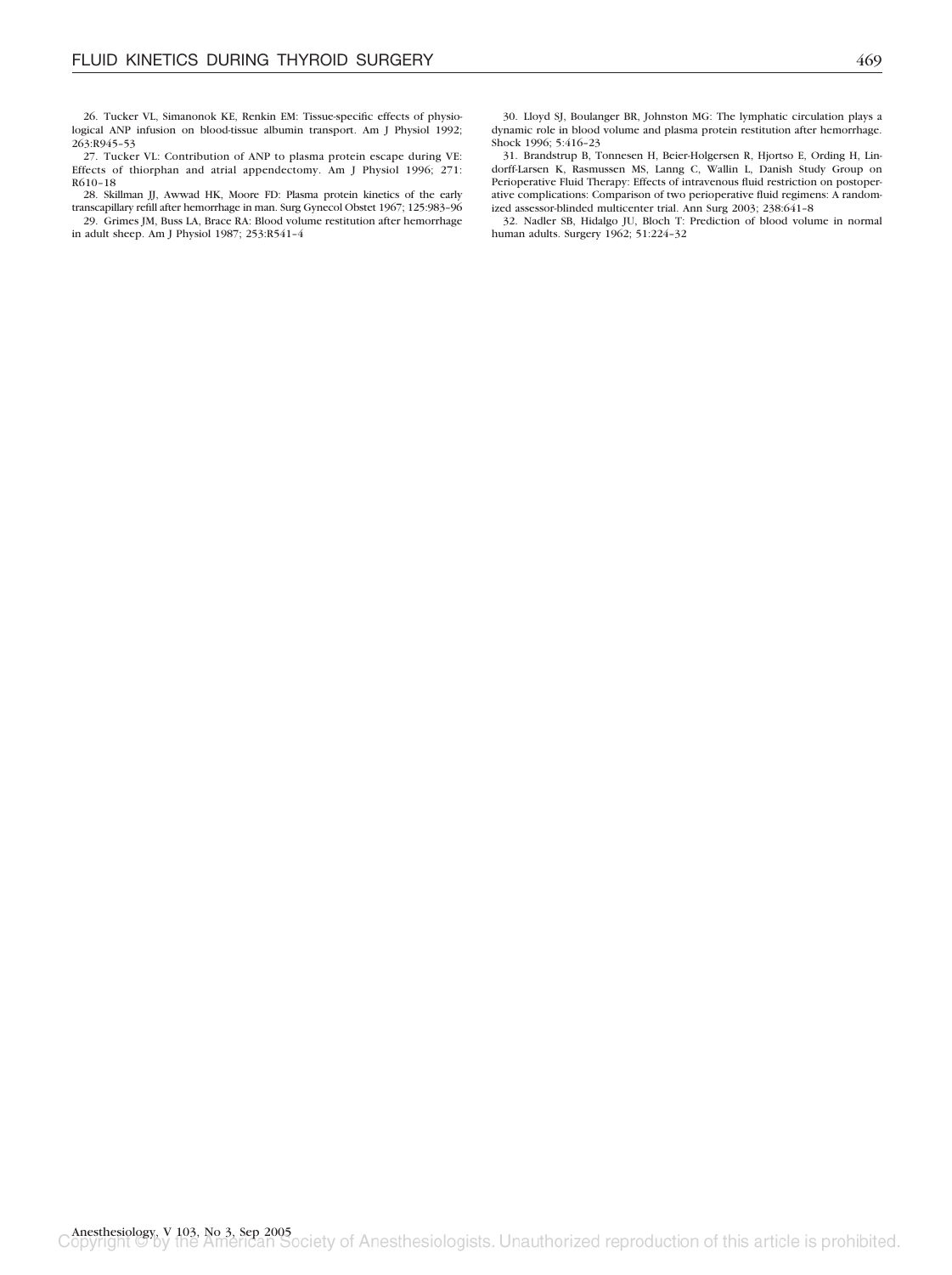26. Tucker VL, Simanonok KE, Renkin EM: Tissue-specific effects of physiological ANP infusion on blood-tissue albumin transport. Am J Physiol 1992; 263:R945–53

27. Tucker VL: Contribution of ANP to plasma protein escape during VE: Effects of thiorphan and atrial appendectomy. Am J Physiol 1996; 271: R610–18

28. Skillman JJ, Awwad HK, Moore FD: Plasma protein kinetics of the early transcapillary refill after hemorrhage in man. Surg Gynecol Obstet 1967; 125:983–96

29. Grimes JM, Buss LA, Brace RA: Blood volume restitution after hemorrhage in adult sheep. Am J Physiol 1987; 253:R541–4

30. Lloyd SJ, Boulanger BR, Johnston MG: The lymphatic circulation plays a dynamic role in blood volume and plasma protein restitution after hemorrhage. Shock 1996; 5:416–23

31. Brandstrup B, Tonnesen H, Beier-Holgersen R, Hjortso E, Ording H, Lindorff-Larsen K, Rasmussen MS, Lanng C, Wallin L, Danish Study Group on Perioperative Fluid Therapy: Effects of intravenous fluid restriction on postoperative complications: Comparison of two perioperative fluid regimens: A randomized assessor-blinded multicenter trial. Ann Surg 2003; 238:641–8

32. Nadler SB, Hidalgo JU, Bloch T: Prediction of blood volume in normal human adults. Surgery 1962; 51:224–32